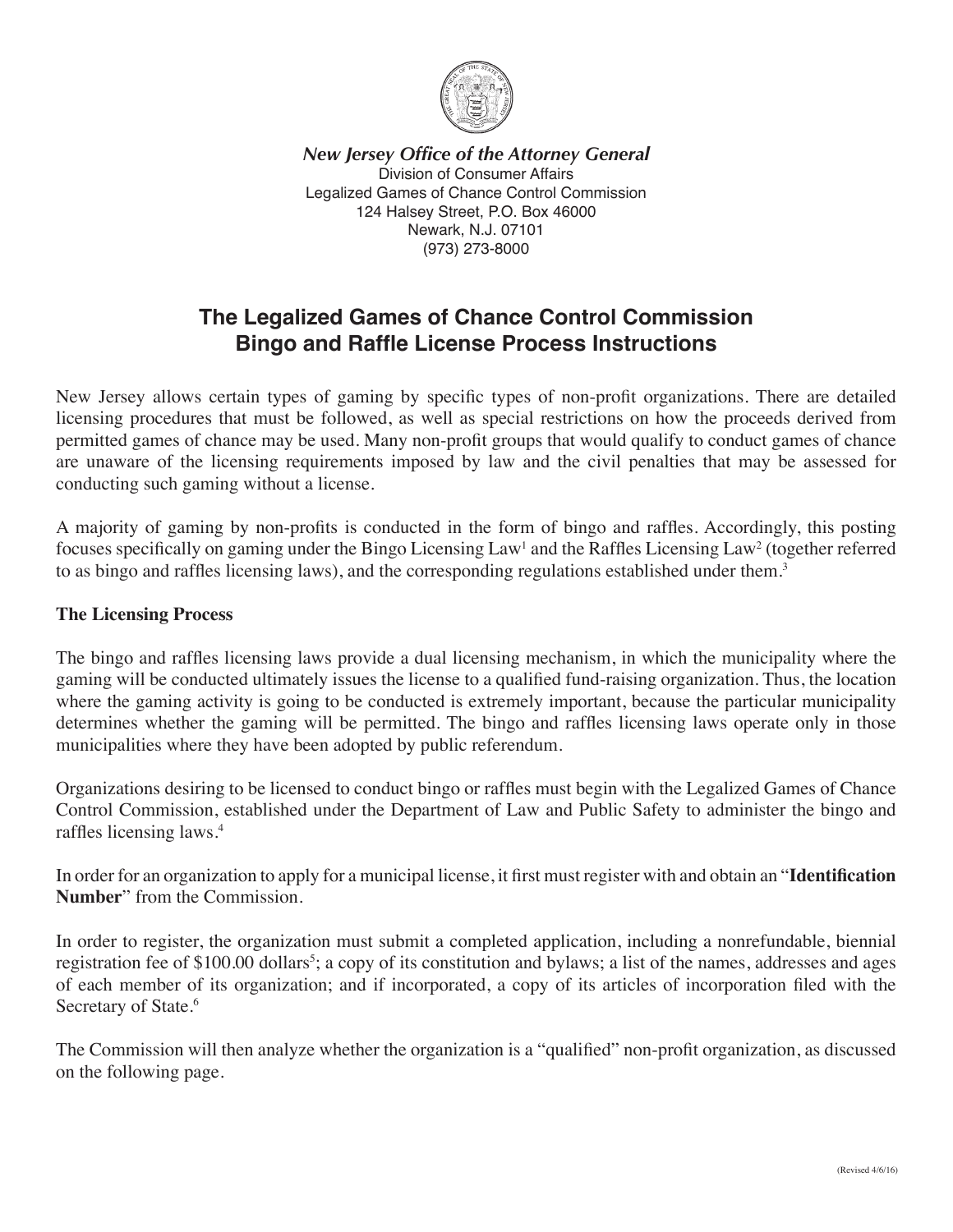*New Jersey Office of the Attorney General*
Division of Consumer Affairs
Legalized Games of Chance Control Commission
124 Halsey Street, P.O. Box 46000
Newark, N.J. 07101
(973) 273-8000

# The Legalized Games of Chance Control Commission Bingo and Raffle License Process Instructions

New Jersey allows certain types of gaming by specific types of non-profit organizations. There are detailed licensing procedures that must be followed, as well as special restrictions on how the proceeds derived from permitted games of chance may be used. Many non-profit groups that would qualify to conduct games of chance are unaware of the licensing requirements imposed by law and the civil penalties that may be assessed for conducting such gaming without a license.

A majority of gaming by non-profits is conducted in the form of bingo and raffles. Accordingly, this posting focuses specifically on gaming under the Bingo Licensing Law[1] and the Raffles Licensing Law[2] (together referred to as bingo and raffles licensing laws), and the corresponding regulations established under them.[3]

## The Licensing Process

The bingo and raffles licensing laws provide a dual licensing mechanism, in which the municipality where the gaming will be conducted ultimately issues the license to a qualified fund-raising organization. Thus, the location where the gaming activity is going to be conducted is extremely important, because the particular municipality determines whether the gaming will be permitted. The bingo and raffles licensing laws operate only in those municipalities where they have been adopted by public referendum.

Organizations desiring to be licensed to conduct bingo or raffles must begin with the Legalized Games of Chance Control Commission, established under the Department of Law and Public Safety to administer the bingo and raffles licensing laws.[4]

In order for an organization to apply for a municipal license, it first must register with and obtain an "**Identification Number**" from the Commission.

In order to register, the organization must submit a completed application, including a nonrefundable, biennial registration fee of $100.00 dollars[5]; a copy of its constitution and bylaws; a list of the names, addresses and ages of each member of its organization; and if incorporated, a copy of its articles of incorporation filed with the Secretary of State.[6]

The Commission will then analyze whether the organization is a "qualified" non-profit organization, as discussed on the following page.

(Revised 4/6/16)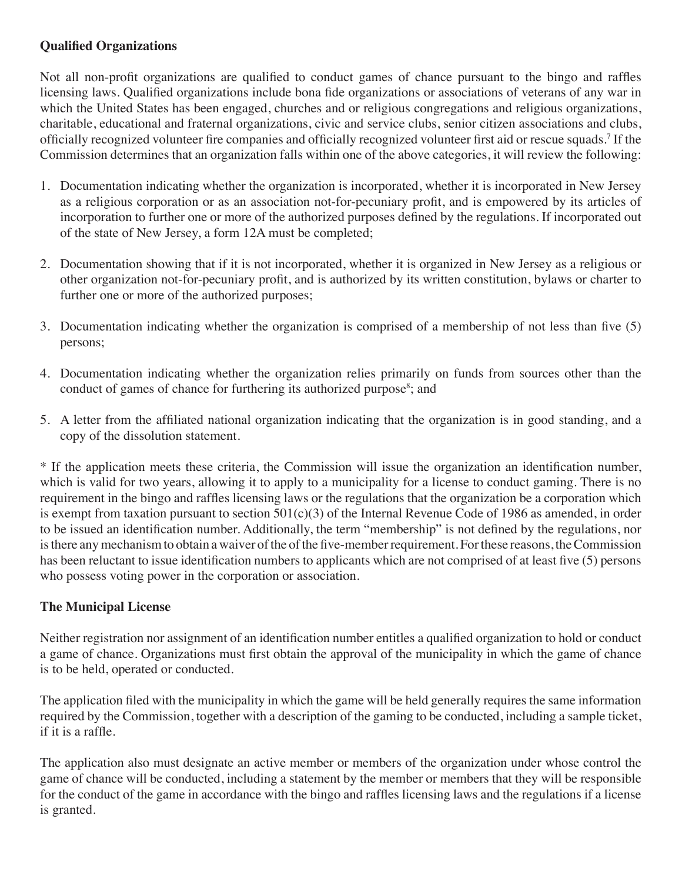**Qualified Organizations**

Not all non-profit organizations are qualified to conduct games of chance pursuant to the bingo and raffles licensing laws. Qualified organizations include bona fide organizations or associations of veterans of any war in which the United States has been engaged, churches and or religious congregations and religious organizations, charitable, educational and fraternal organizations, civic and service clubs, senior citizen associations and clubs, officially recognized volunteer fire companies and officially recognized volunteer first aid or rescue squads.[7] If the Commission determines that an organization falls within one of the above categories, it will review the following:

1. Documentation indicating whether the organization is incorporated, whether it is incorporated in New Jersey as a religious corporation or as an association not-for-pecuniary profit, and is empowered by its articles of incorporation to further one or more of the authorized purposes defined by the regulations. If incorporated out of the state of New Jersey, a form 12A must be completed;

2. Documentation showing that if it is not incorporated, whether it is organized in New Jersey as a religious or other organization not-for-pecuniary profit, and is authorized by its written constitution, bylaws or charter to further one or more of the authorized purposes;

3. Documentation indicating whether the organization is comprised of a membership of not less than five (5) persons;

4. Documentation indicating whether the organization relies primarily on funds from sources other than the conduct of games of chance for furthering its authorized purpose[8]; and

5. A letter from the affiliated national organization indicating that the organization is in good standing, and a copy of the dissolution statement.

* If the application meets these criteria, the Commission will issue the organization an identification number, which is valid for two years, allowing it to apply to a municipality for a license to conduct gaming. There is no requirement in the bingo and raffles licensing laws or the regulations that the organization be a corporation which is exempt from taxation pursuant to section 501(c)(3) of the Internal Revenue Code of 1986 as amended, in order to be issued an identification number. Additionally, the term "membership" is not defined by the regulations, nor is there any mechanism to obtain a waiver of the of the five-member requirement. For these reasons, the Commission has been reluctant to issue identification numbers to applicants which are not comprised of at least five (5) persons who possess voting power in the corporation or association.

**The Municipal License**

Neither registration nor assignment of an identification number entitles a qualified organization to hold or conduct a game of chance. Organizations must first obtain the approval of the municipality in which the game of chance is to be held, operated or conducted.

The application filed with the municipality in which the game will be held generally requires the same information required by the Commission, together with a description of the gaming to be conducted, including a sample ticket, if it is a raffle.

The application also must designate an active member or members of the organization under whose control the game of chance will be conducted, including a statement by the member or members that they will be responsible for the conduct of the game in accordance with the bingo and raffles licensing laws and the regulations if a license is granted.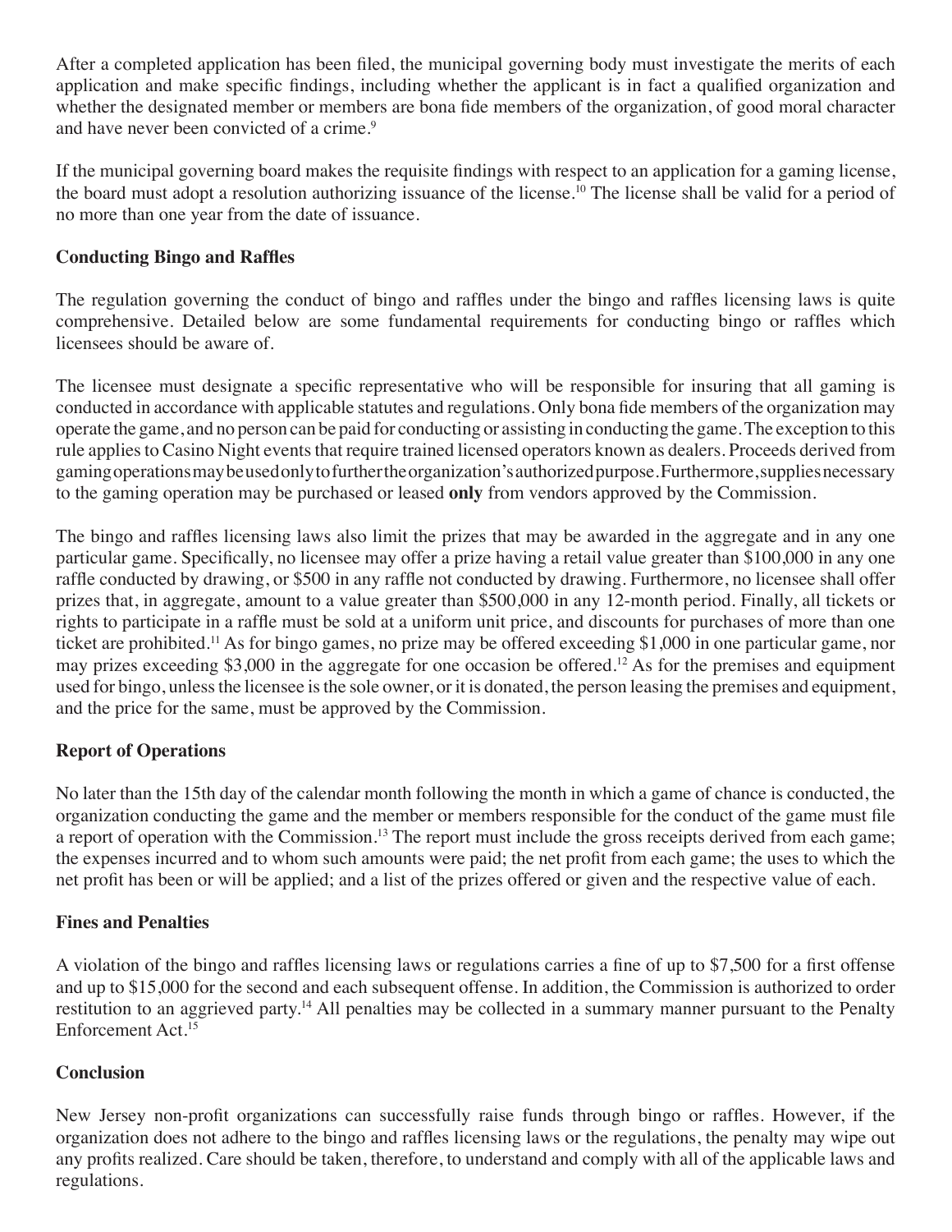After a completed application has been filed, the municipal governing body must investigate the merits of each application and make specific findings, including whether the applicant is in fact a qualified organization and whether the designated member or members are bona fide members of the organization, of good moral character and have never been convicted of a crime.[9]

If the municipal governing board makes the requisite findings with respect to an application for a gaming license, the board must adopt a resolution authorizing issuance of the license.[10] The license shall be valid for a period of no more than one year from the date of issuance.

**Conducting Bingo and Raffles**

The regulation governing the conduct of bingo and raffles under the bingo and raffles licensing laws is quite comprehensive. Detailed below are some fundamental requirements for conducting bingo or raffles which licensees should be aware of.

The licensee must designate a specific representative who will be responsible for insuring that all gaming is conducted in accordance with applicable statutes and regulations. Only bona fide members of the organization may operate the game, and no person can be paid for conducting or assisting in conducting the game. The exception to this rule applies to Casino Night events that require trained licensed operators known as dealers. Proceeds derived from gaming operations may be used only to further the organization's authorized purpose. Furthermore, supplies necessary to the gaming operation may be purchased or leased **only** from vendors approved by the Commission.

The bingo and raffles licensing laws also limit the prizes that may be awarded in the aggregate and in any one particular game. Specifically, no licensee may offer a prize having a retail value greater than \$100,000 in any one raffle conducted by drawing, or \$500 in any raffle not conducted by drawing. Furthermore, no licensee shall offer prizes that, in aggregate, amount to a value greater than \$500,000 in any 12-month period. Finally, all tickets or rights to participate in a raffle must be sold at a uniform unit price, and discounts for purchases of more than one ticket are prohibited.[11] As for bingo games, no prize may be offered exceeding \$1,000 in one particular game, nor may prizes exceeding \$3,000 in the aggregate for one occasion be offered.[12] As for the premises and equipment used for bingo, unless the licensee is the sole owner, or it is donated, the person leasing the premises and equipment, and the price for the same, must be approved by the Commission.

**Report of Operations**

No later than the 15th day of the calendar month following the month in which a game of chance is conducted, the organization conducting the game and the member or members responsible for the conduct of the game must file a report of operation with the Commission.[13] The report must include the gross receipts derived from each game; the expenses incurred and to whom such amounts were paid; the net profit from each game; the uses to which the net profit has been or will be applied; and a list of the prizes offered or given and the respective value of each.

**Fines and Penalties**

A violation of the bingo and raffles licensing laws or regulations carries a fine of up to \$7,500 for a first offense and up to \$15,000 for the second and each subsequent offense. In addition, the Commission is authorized to order restitution to an aggrieved party.[14] All penalties may be collected in a summary manner pursuant to the Penalty Enforcement Act.[15]

**Conclusion**

New Jersey non-profit organizations can successfully raise funds through bingo or raffles. However, if the organization does not adhere to the bingo and raffles licensing laws or the regulations, the penalty may wipe out any profits realized. Care should be taken, therefore, to understand and comply with all of the applicable laws and regulations.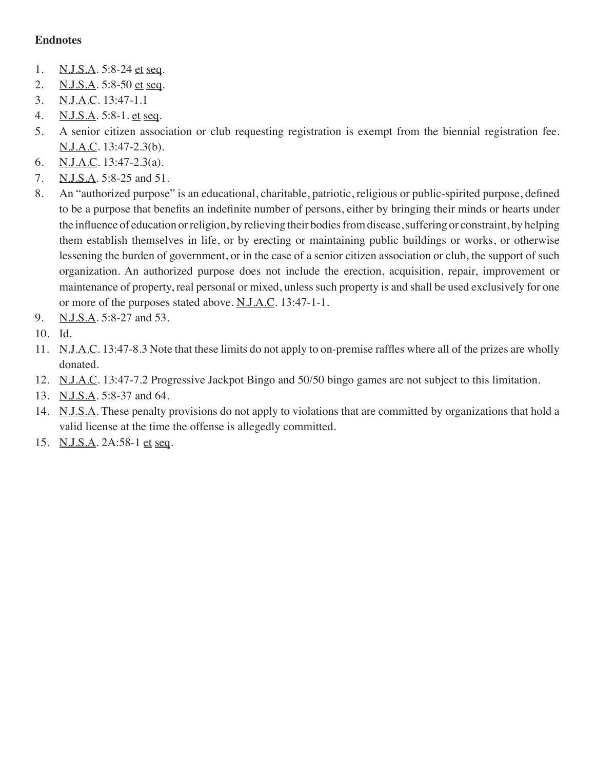**Endnotes**

1. N.J.S.A. 5:8-24 et seq.
2. N.J.S.A. 5:8-50 et seq.
3. N.J.A.C. 13:47-1.1
4. N.J.S.A. 5:8-1. et seq.
5. A senior citizen association or club requesting registration is exempt from the biennial registration fee. N.J.A.C. 13:47-2.3(b).
6. N.J.A.C. 13:47-2.3(a).
7. N.J.S.A. 5:8-25 and 51.
8. An "authorized purpose" is an educational, charitable, patriotic, religious or public-spirited purpose, defined to be a purpose that benefits an indefinite number of persons, either by bringing their minds or hearts under the influence of education or religion, by relieving their bodies from disease, suffering or constraint, by helping them establish themselves in life, or by erecting or maintaining public buildings or works, or otherwise lessening the burden of government, or in the case of a senior citizen association or club, the support of such organization. An authorized purpose does not include the erection, acquisition, repair, improvement or maintenance of property, real personal or mixed, unless such property is and shall be used exclusively for one or more of the purposes stated above. N.J.A.C. 13:47-1-1.
9. N.J.S.A. 5:8-27 and 53.
10. Id.
11. N.J.A.C. 13:47-8.3 Note that these limits do not apply to on-premise raffles where all of the prizes are wholly donated.
12. N.J.A.C. 13:47-7.2 Progressive Jackpot Bingo and 50/50 bingo games are not subject to this limitation.
13. N.J.S.A. 5:8-37 and 64.
14. N.J.S.A. These penalty provisions do not apply to violations that are committed by organizations that hold a valid license at the time the offense is allegedly committed.
15. N.J.S.A. 2A:58-1 et seq.